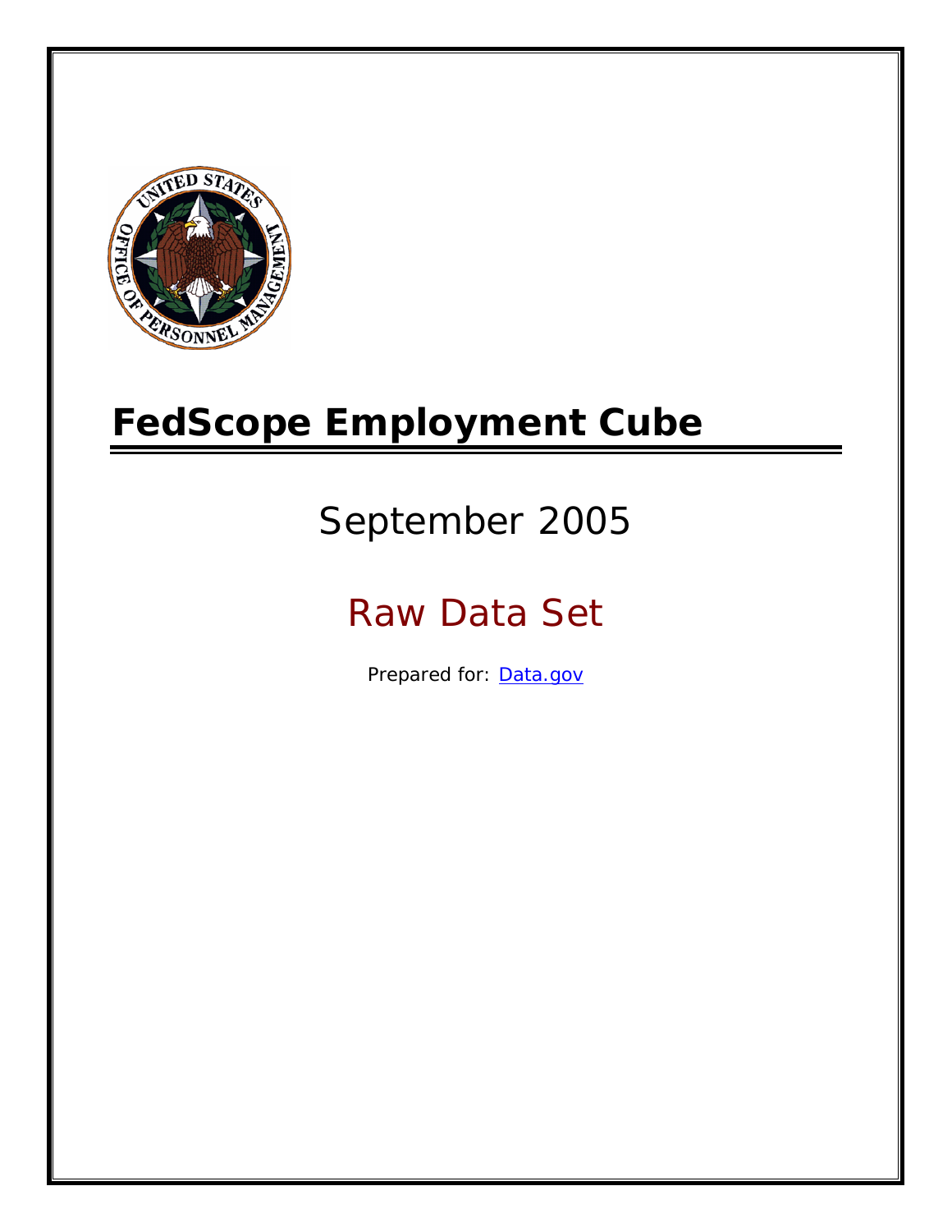# FedScope Employment Cube

## September 2005

## Raw Data Set

Prepared for: [Data.gov](Data.gov)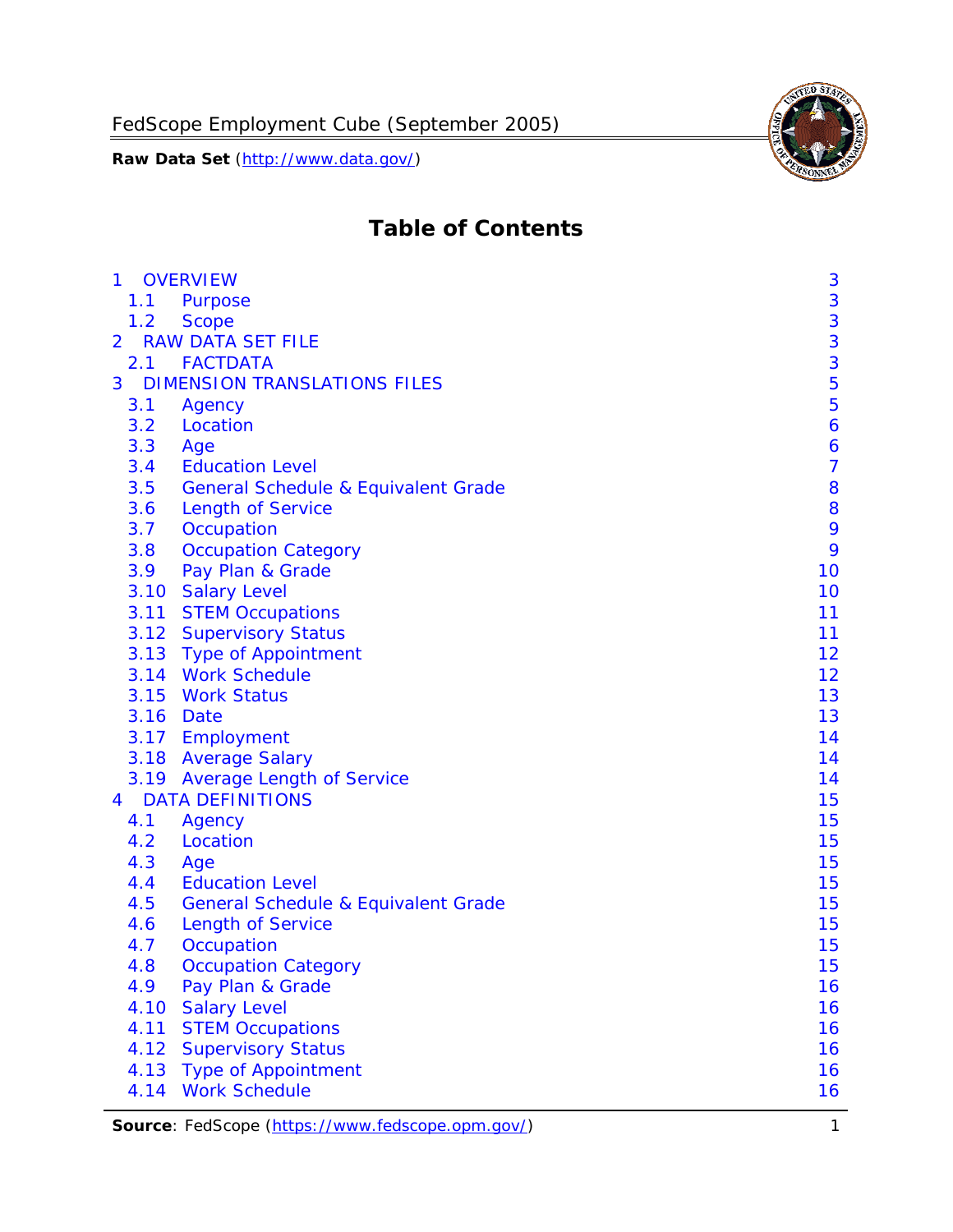FedScope Employment Cube (September 2005)

**Raw Data Set** (http://www.data.gov/)

# Table of Contents

| | |
|---|---|
| 1 OVERVIEW | 3 |
| 1.1 Purpose | 3 |
| 1.2 Scope | 3 |
| 2 RAW DATA SET FILE | 3 |
| 2.1 FACTDATA | 3 |
| 3 DIMENSION TRANSLATIONS FILES | 5 |
| 3.1 Agency | 5 |
| 3.2 Location | 6 |
| 3.3 Age | 6 |
| 3.4 Education Level | 7 |
| 3.5 General Schedule & Equivalent Grade | 8 |
| 3.6 Length of Service | 8 |
| 3.7 Occupation | 9 |
| 3.8 Occupation Category | 9 |
| 3.9 Pay Plan & Grade | 10 |
| 3.10 Salary Level | 10 |
| 3.11 STEM Occupations | 11 |
| 3.12 Supervisory Status | 11 |
| 3.13 Type of Appointment | 12 |
| 3.14 Work Schedule | 12 |
| 3.15 Work Status | 13 |
| 3.16 Date | 13 |
| 3.17 Employment | 14 |
| 3.18 Average Salary | 14 |
| 3.19 Average Length of Service | 14 |
| 4 DATA DEFINITIONS | 15 |
| 4.1 Agency | 15 |
| 4.2 Location | 15 |
| 4.3 Age | 15 |
| 4.4 Education Level | 15 |
| 4.5 General Schedule & Equivalent Grade | 15 |
| 4.6 Length of Service | 15 |
| 4.7 Occupation | 15 |
| 4.8 Occupation Category | 15 |
| 4.9 Pay Plan & Grade | 16 |
| 4.10 Salary Level | 16 |
| 4.11 STEM Occupations | 16 |
| 4.12 Supervisory Status | 16 |
| 4.13 Type of Appointment | 16 |
| 4.14 Work Schedule | 16 |

**Source**: FedScope (https://www.fedscope.opm.gov/)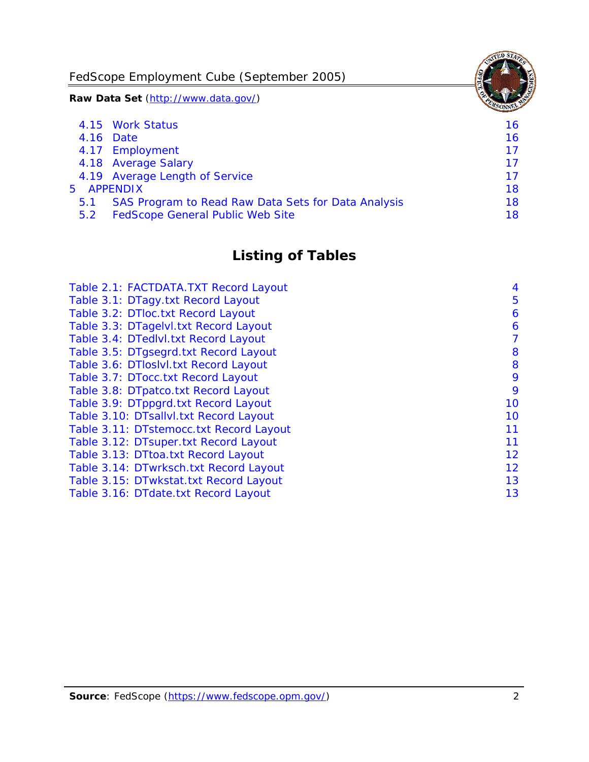4.15 Work Status 16
4.16 Date 16
4.17 Employment 17
4.18 Average Salary 17
4.19 Average Length of Service 17
5 APPENDIX 18
5.1 SAS Program to Read Raw Data Sets for Data Analysis 18
5.2 FedScope General Public Web Site 18

## Listing of Tables

Table 2.1: FACTDATA.TXT Record Layout 4
Table 3.1: DTagy.txt Record Layout 5
Table 3.2: DTloc.txt Record Layout 6
Table 3.3: DTagelvl.txt Record Layout 6
Table 3.4: DTedlvl.txt Record Layout 7
Table 3.5: DTgsegrd.txt Record Layout 8
Table 3.6: DTloslvl.txt Record Layout 8
Table 3.7: DTocc.txt Record Layout 9
Table 3.8: DTpatco.txt Record Layout 9
Table 3.9: DTppgrd.txt Record Layout 10
Table 3.10: DTsallvl.txt Record Layout 10
Table 3.11: DTstemocc.txt Record Layout 11
Table 3.12: DTsuper.txt Record Layout 11
Table 3.13: DTtoa.txt Record Layout 12
Table 3.14: DTwrksch.txt Record Layout 12
Table 3.15: DTwkstat.txt Record Layout 13
Table 3.16: DTdate.txt Record Layout 13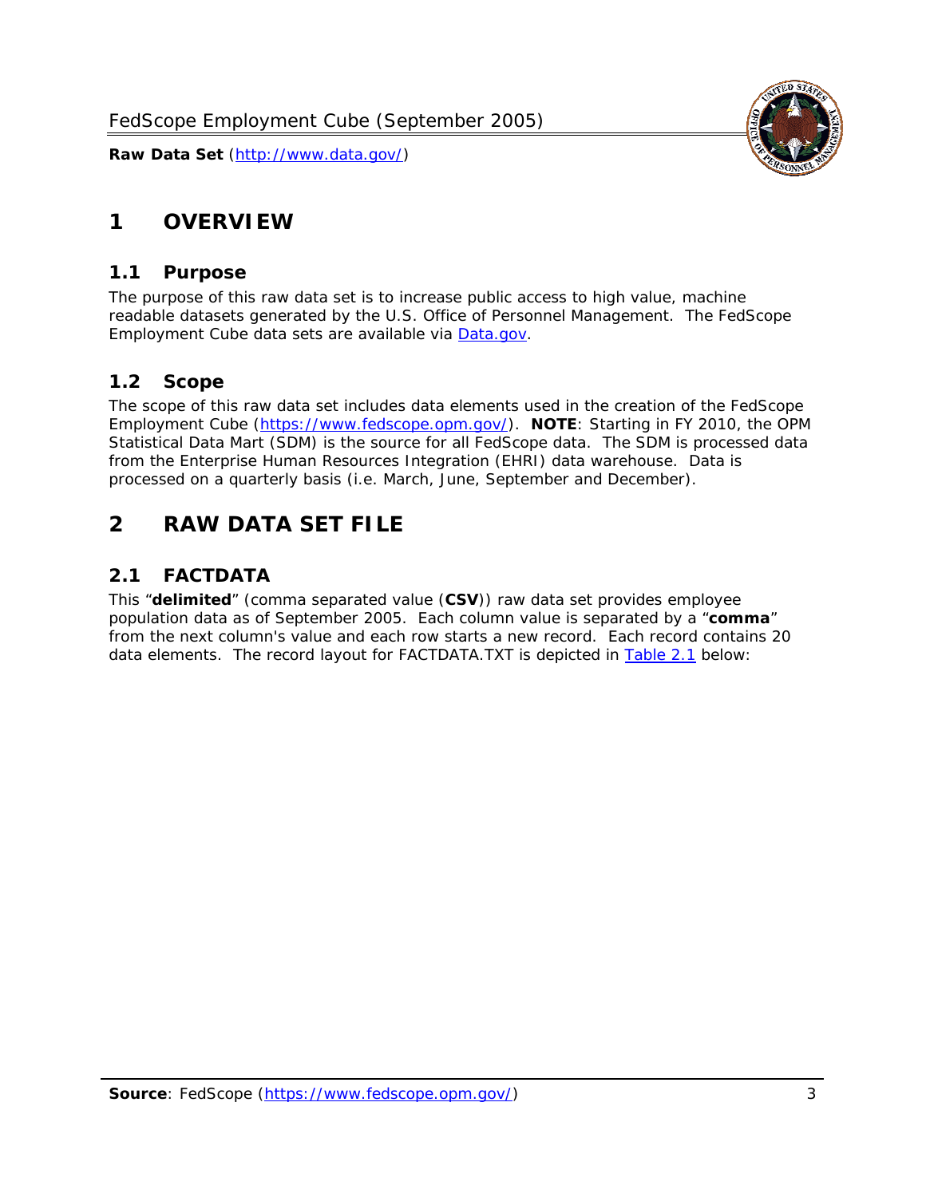# 1 OVERVIEW

## 1.1 Purpose

The purpose of this raw data set is to increase public access to high value, machine readable datasets generated by the U.S. Office of Personnel Management. The FedScope Employment Cube data sets are available via [Data.gov](http://www.data.gov/).

## 1.2 Scope

The scope of this raw data set includes data elements used in the creation of the FedScope Employment Cube ([https://www.fedscope.opm.gov/](https://www.fedscope.opm.gov/)). **NOTE**: Starting in FY 2010, the OPM Statistical Data Mart (SDM) is the source for all FedScope data. The SDM is processed data from the Enterprise Human Resources Integration (EHRI) data warehouse. Data is processed on a quarterly basis (i.e. March, June, September and December).

# 2 RAW DATA SET FILE

## 2.1 FACTDATA

This "**delimited**" (comma separated value (**CSV**)) raw data set provides employee population data as of September 2005. Each column value is separated by a "**comma**" from the next column's value and each row starts a new record. Each record contains 20 data elements. The record layout for FACTDATA.TXT is depicted in Table 2.1 below: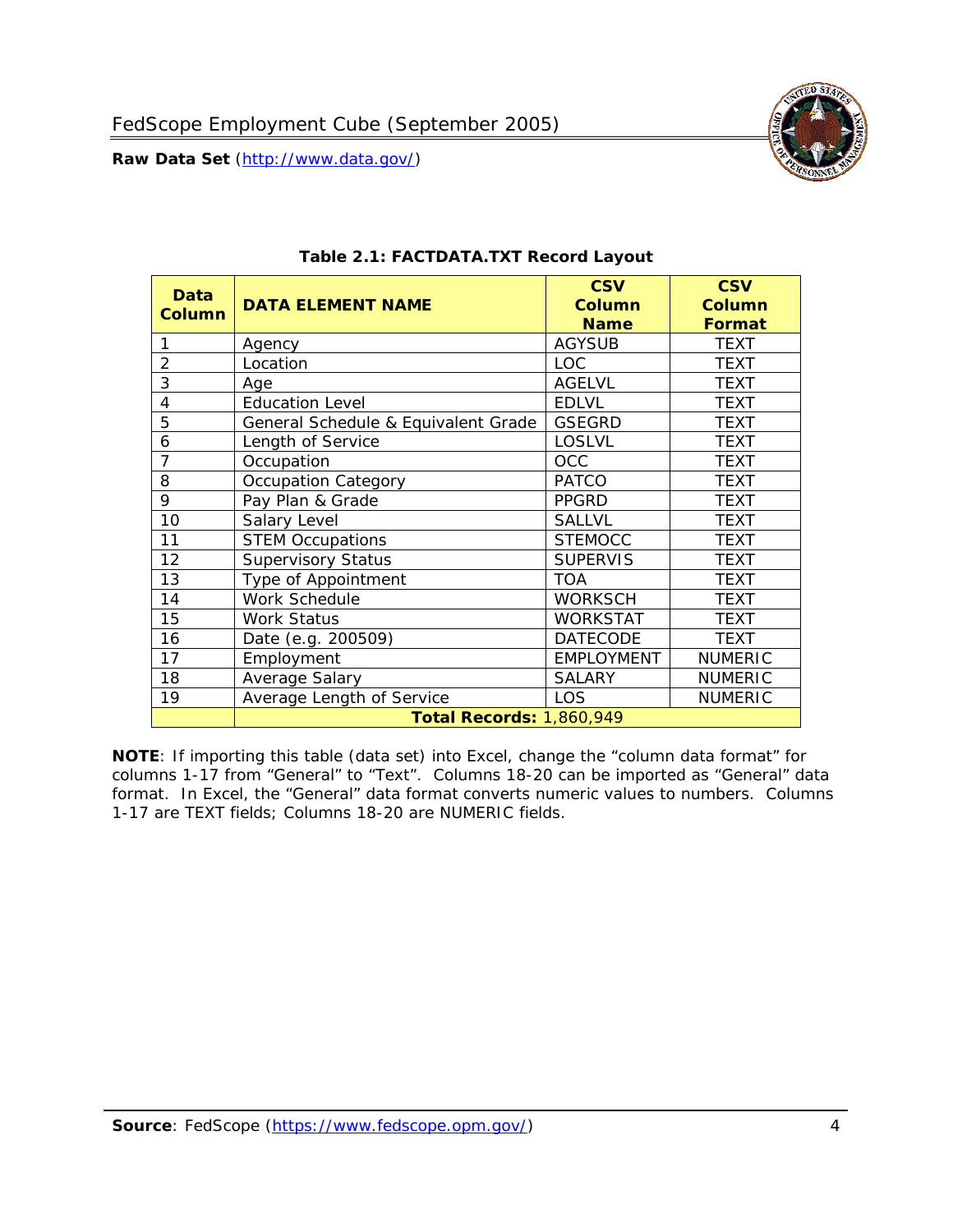**Table 2.1: FACTDATA.TXT Record Layout**

| Data Column | DATA ELEMENT NAME | CSV Column Name | CSV Column Format |
|---|---|---|---|
| 1 | Agency | AGYSUB | TEXT |
| 2 | Location | LOC | TEXT |
| 3 | Age | AGELVL | TEXT |
| 4 | Education Level | EDLVL | TEXT |
| 5 | General Schedule & Equivalent Grade | GSEGRD | TEXT |
| 6 | Length of Service | LOSLVL | TEXT |
| 7 | Occupation | OCC | TEXT |
| 8 | Occupation Category | PATCO | TEXT |
| 9 | Pay Plan & Grade | PPGRD | TEXT |
| 10 | Salary Level | SALLVL | TEXT |
| 11 | STEM Occupations | STEMOCC | TEXT |
| 12 | Supervisory Status | SUPERVIS | TEXT |
| 13 | Type of Appointment | TOA | TEXT |
| 14 | Work Schedule | WORKSCH | TEXT |
| 15 | Work Status | WORKSTAT | TEXT |
| 16 | Date (e.g. 200509) | DATECODE | TEXT |
| 17 | Employment | EMPLOYMENT | NUMERIC |
| 18 | Average Salary | SALARY | NUMERIC |
| 19 | Average Length of Service | LOS | NUMERIC |
| | **Total Records:** 1,860,949 | | |

**NOTE**: If importing this table (data set) into Excel, change the "column data format" for columns 1-17 from "General" to "Text". Columns 18-20 can be imported as "General" data format. In Excel, the "General" data format converts numeric values to numbers. Columns 1-17 are TEXT fields; Columns 18-20 are NUMERIC fields.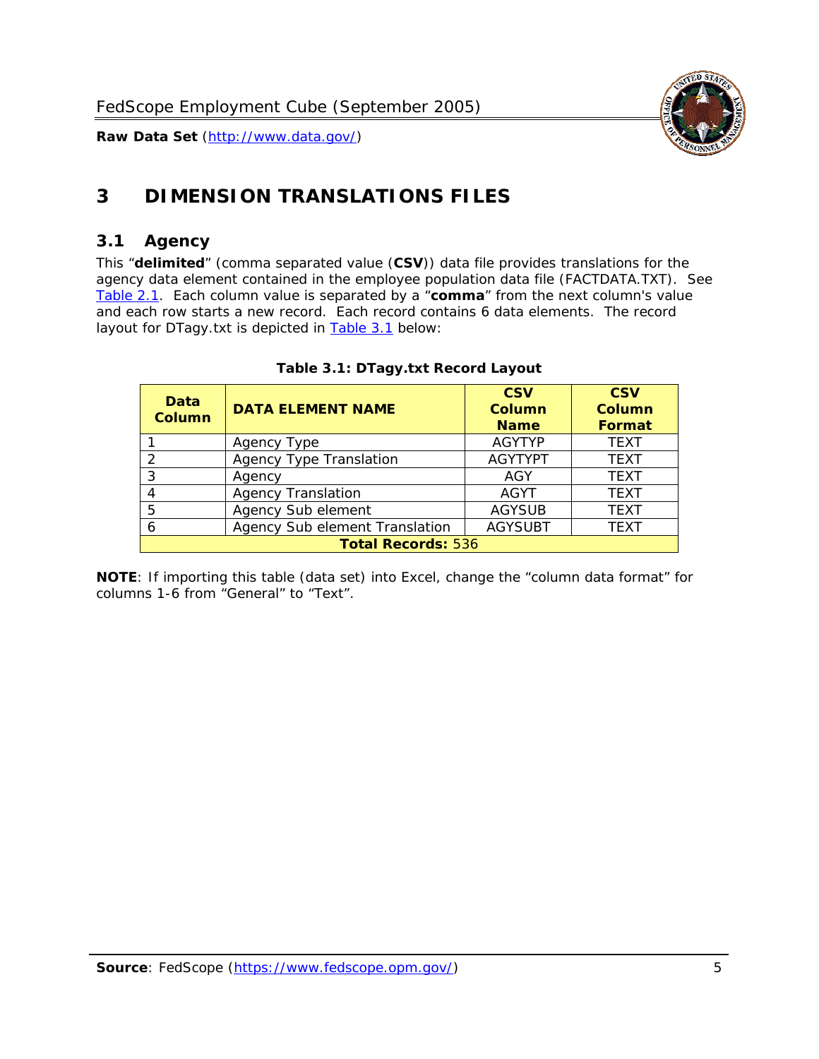# 3 DIMENSION TRANSLATIONS FILES

## 3.1 Agency

This "**delimited**" (comma separated value (**CSV**)) data file provides translations for the agency data element contained in the employee population data file (FACTDATA.TXT). See Table 2.1. Each column value is separated by a "**comma**" from the next column's value and each row starts a new record. Each record contains 6 data elements. The record layout for DTagy.txt is depicted in Table 3.1 below:

**Table 3.1: DTagy.txt Record Layout**

| Data Column | DATA ELEMENT NAME | CSV Column Name | CSV Column Format |
|---|---|---|---|
| 1 | Agency Type | AGYTYP | TEXT |
| 2 | Agency Type Translation | AGYTYPT | TEXT |
| 3 | Agency | AGY | TEXT |
| 4 | Agency Translation | AGYT | TEXT |
| 5 | Agency Sub element | AGYSUB | TEXT |
| 6 | Agency Sub element Translation | AGYSUBT | TEXT |
| **Total Records:** 536 | | | |

**NOTE**: If importing this table (data set) into Excel, change the "column data format" for columns 1-6 from "General" to "Text".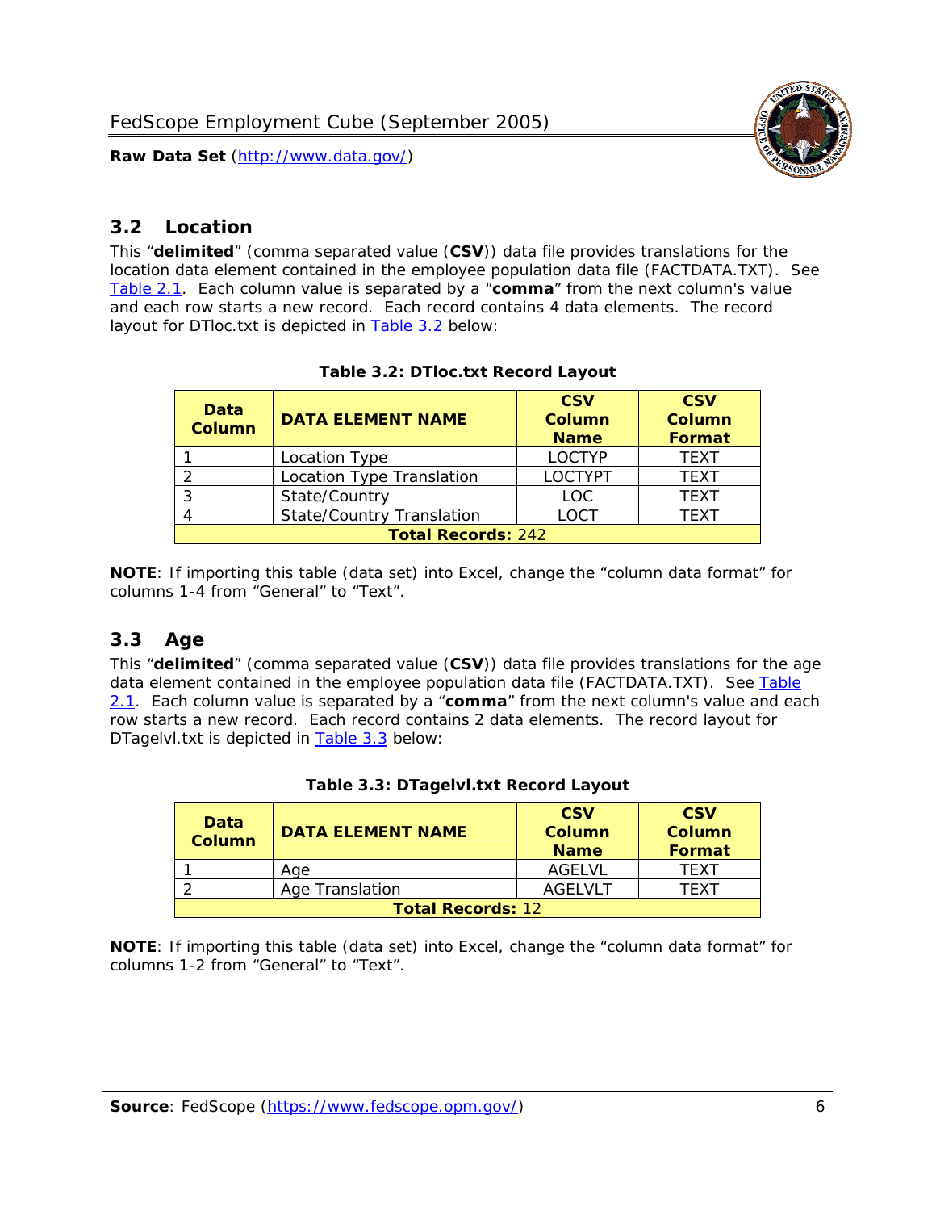## 3.2 Location

This "**delimited**" (comma separated value (**CSV**)) data file provides translations for the location data element contained in the employee population data file (FACTDATA.TXT). See Table 2.1. Each column value is separated by a "**comma**" from the next column's value and each row starts a new record. Each record contains 4 data elements. The record layout for DTloc.txt is depicted in Table 3.2 below:

**Table 3.2: DTloc.txt Record Layout**

| Data Column | DATA ELEMENT NAME | CSV Column Name | CSV Column Format |
|---|---|---|---|
| 1 | Location Type | LOCTYP | TEXT |
| 2 | Location Type Translation | LOCTYPT | TEXT |
| 3 | State/Country | LOC | TEXT |
| 4 | State/Country Translation | LOCT | TEXT |
| **Total Records:** 242 | | | |

**NOTE**: If importing this table (data set) into Excel, change the "column data format" for columns 1-4 from "General" to "Text".

## 3.3 Age

This "**delimited**" (comma separated value (**CSV**)) data file provides translations for the age data element contained in the employee population data file (FACTDATA.TXT). See Table 2.1. Each column value is separated by a "**comma**" from the next column's value and each row starts a new record. Each record contains 2 data elements. The record layout for DTagelvl.txt is depicted in Table 3.3 below:

**Table 3.3: DTagelvl.txt Record Layout**

| Data Column | DATA ELEMENT NAME | CSV Column Name | CSV Column Format |
|---|---|---|---|
| 1 | Age | AGELVL | TEXT |
| 2 | Age Translation | AGELVLT | TEXT |
| **Total Records:** 12 | | | |

**NOTE**: If importing this table (data set) into Excel, change the "column data format" for columns 1-2 from "General" to "Text".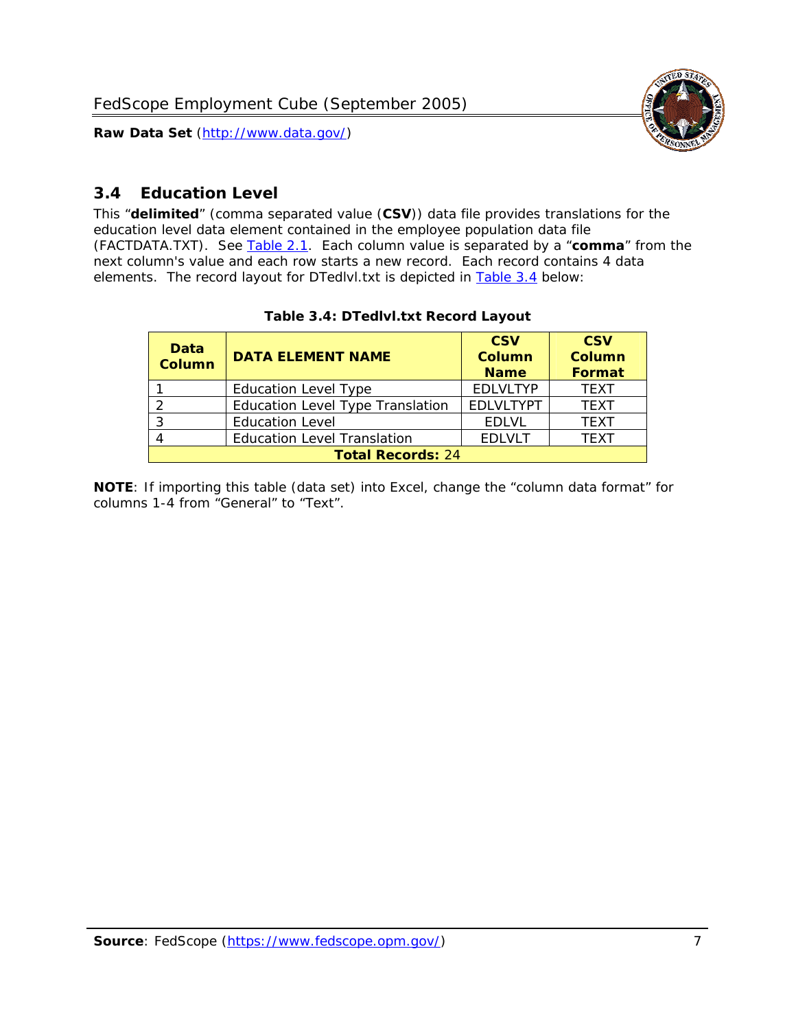## 3.4 Education Level

This "**delimited**" (comma separated value (**CSV**)) data file provides translations for the education level data element contained in the employee population data file (FACTDATA.TXT). See Table 2.1. Each column value is separated by a "**comma**" from the next column's value and each row starts a new record. Each record contains 4 data elements. The record layout for DTedlvl.txt is depicted in Table 3.4 below:

**Table 3.4: DTedlvl.txt Record Layout**

| Data Column | DATA ELEMENT NAME | CSV Column Name | CSV Column Format |
|---|---|---|---|
| 1 | Education Level Type | EDLVLTYP | TEXT |
| 2 | Education Level Type Translation | EDLVLTYPT | TEXT |
| 3 | Education Level | EDLVL | TEXT |
| 4 | Education Level Translation | EDLVLT | TEXT |
| **Total Records:** 24 | | | |

**NOTE**: If importing this table (data set) into Excel, change the "column data format" for columns 1-4 from "General" to "Text".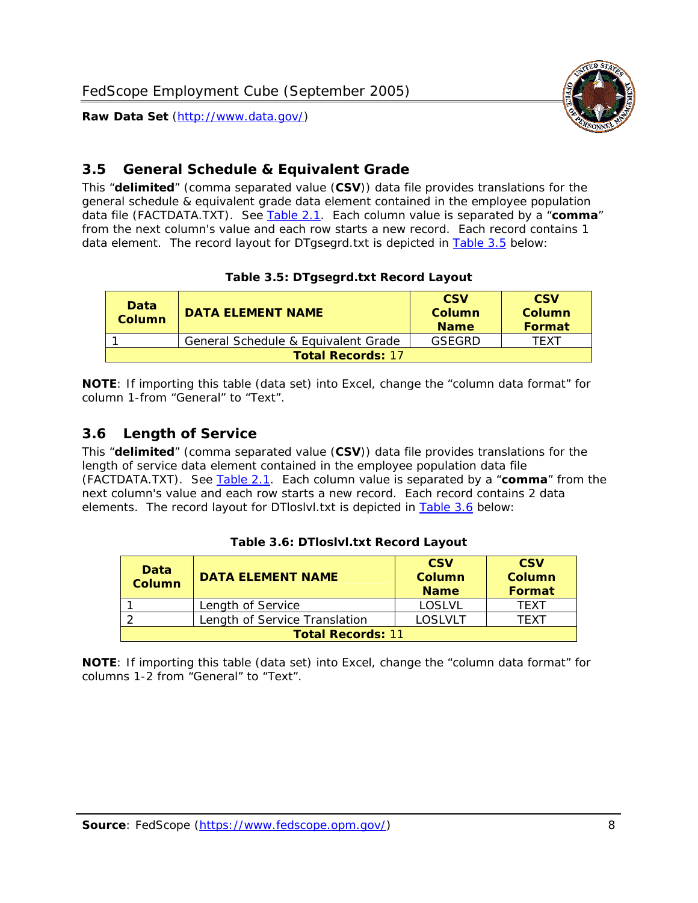## 3.5 General Schedule & Equivalent Grade

This "**delimited**" (comma separated value (**CSV**)) data file provides translations for the general schedule & equivalent grade data element contained in the employee population data file (FACTDATA.TXT). See Table 2.1. Each column value is separated by a "**comma**" from the next column's value and each row starts a new record. Each record contains 1 data element. The record layout for DTgsegrd.txt is depicted in Table 3.5 below:

**Table 3.5: DTgsegrd.txt Record Layout**

| Data Column | DATA ELEMENT NAME | CSV Column Name | CSV Column Format |
|---|---|---|---|
| 1 | General Schedule & Equivalent Grade | GSEGRD | TEXT |
| **Total Records:** 17 | | | |

**NOTE**: If importing this table (data set) into Excel, change the "column data format" for column 1-from "General" to "Text".

## 3.6 Length of Service

This "**delimited**" (comma separated value (**CSV**)) data file provides translations for the length of service data element contained in the employee population data file (FACTDATA.TXT). See Table 2.1. Each column value is separated by a "**comma**" from the next column's value and each row starts a new record. Each record contains 2 data elements. The record layout for DTloslvl.txt is depicted in Table 3.6 below:

**Table 3.6: DTloslvl.txt Record Layout**

| Data Column | DATA ELEMENT NAME | CSV Column Name | CSV Column Format |
|---|---|---|---|
| 1 | Length of Service | LOSLVL | TEXT |
| 2 | Length of Service Translation | LOSLVLT | TEXT |
| **Total Records:** 11 | | | |

**NOTE**: If importing this table (data set) into Excel, change the "column data format" for columns 1-2 from "General" to "Text".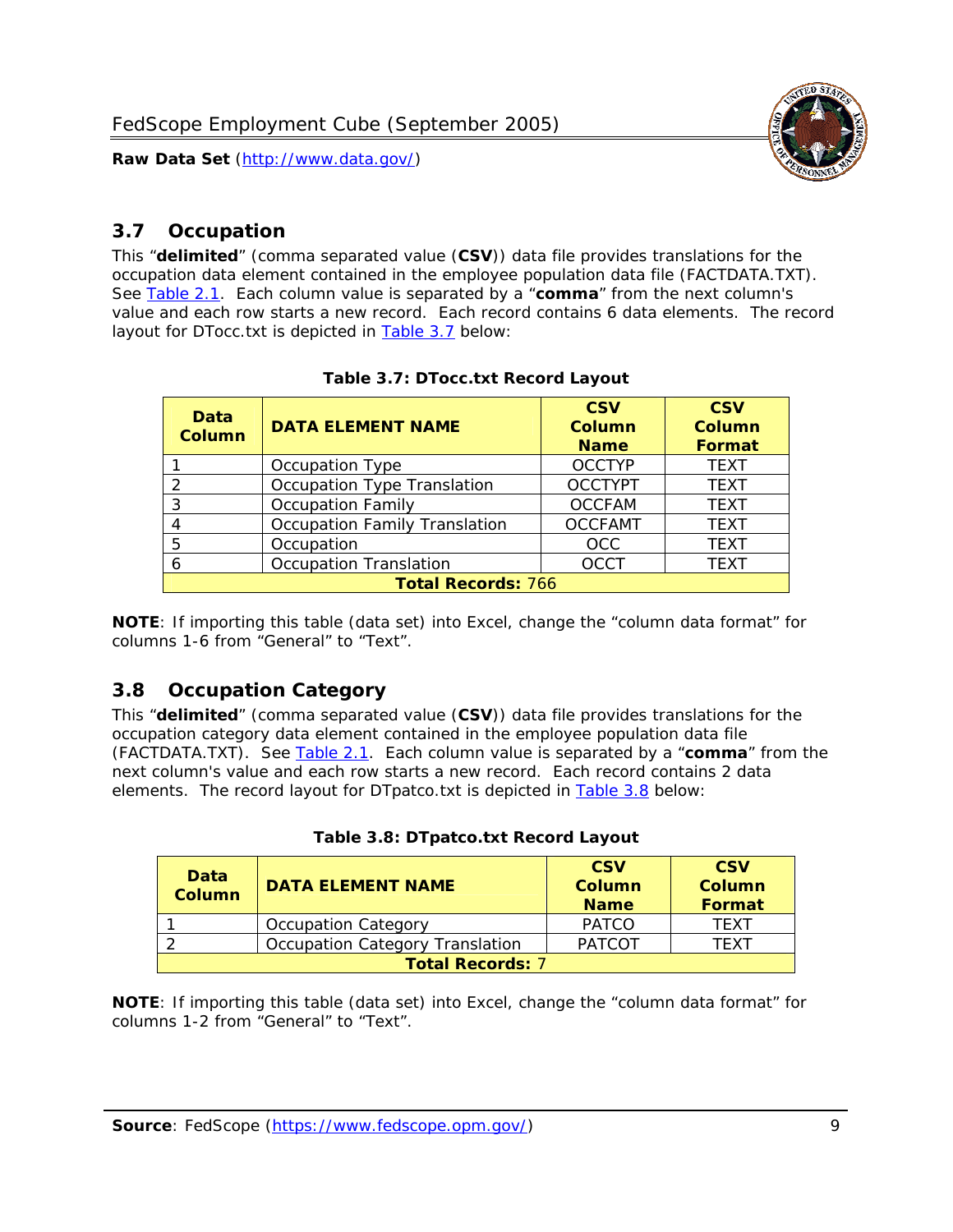## 3.7 Occupation

This "**delimited**" (comma separated value (**CSV**)) data file provides translations for the occupation data element contained in the employee population data file (FACTDATA.TXT). See Table 2.1. Each column value is separated by a "**comma**" from the next column's value and each row starts a new record. Each record contains 6 data elements. The record layout for DTocc.txt is depicted in Table 3.7 below:

**Table 3.7: DTocc.txt Record Layout**

| Data Column | DATA ELEMENT NAME | CSV Column Name | CSV Column Format |
|---|---|---|---|
| 1 | Occupation Type | OCCTYP | TEXT |
| 2 | Occupation Type Translation | OCCTYPT | TEXT |
| 3 | Occupation Family | OCCFAM | TEXT |
| 4 | Occupation Family Translation | OCCFAMT | TEXT |
| 5 | Occupation | OCC | TEXT |
| 6 | Occupation Translation | OCCT | TEXT |
| **Total Records:** 766 | | | |

**NOTE**: If importing this table (data set) into Excel, change the "column data format" for columns 1-6 from "General" to "Text".

## 3.8 Occupation Category

This "**delimited**" (comma separated value (**CSV**)) data file provides translations for the occupation category data element contained in the employee population data file (FACTDATA.TXT). See Table 2.1. Each column value is separated by a "**comma**" from the next column's value and each row starts a new record. Each record contains 2 data elements. The record layout for DTpatco.txt is depicted in Table 3.8 below:

**Table 3.8: DTpatco.txt Record Layout**

| Data Column | DATA ELEMENT NAME | CSV Column Name | CSV Column Format |
|---|---|---|---|
| 1 | Occupation Category | PATCO | TEXT |
| 2 | Occupation Category Translation | PATCOT | TEXT |
| **Total Records:** 7 | | | |

**NOTE**: If importing this table (data set) into Excel, change the "column data format" for columns 1-2 from "General" to "Text".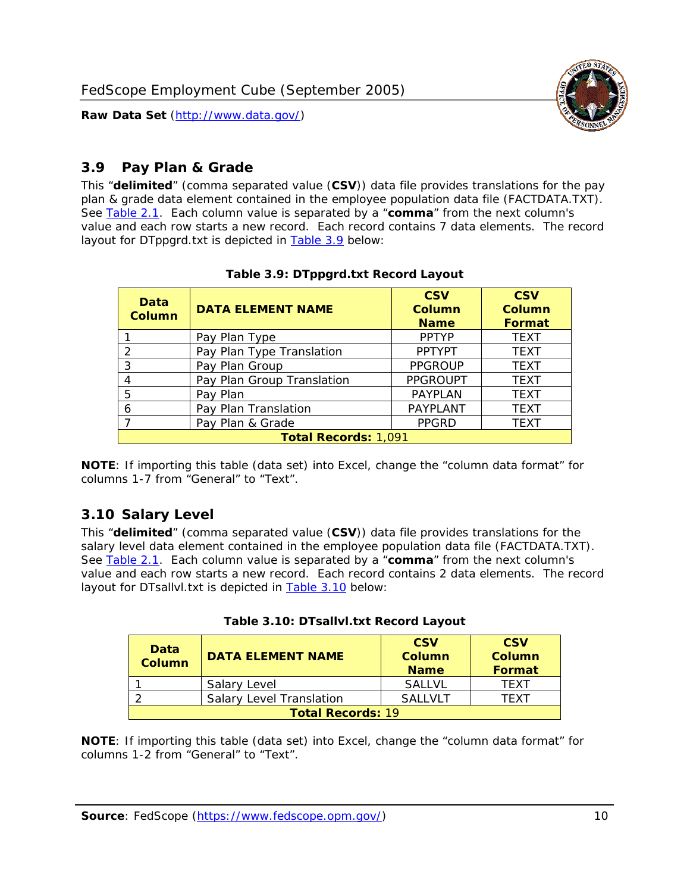## 3.9 Pay Plan & Grade

This "**delimited**" (comma separated value (**CSV**)) data file provides translations for the pay plan & grade data element contained in the employee population data file (FACTDATA.TXT). See Table 2.1. Each column value is separated by a "**comma**" from the next column's value and each row starts a new record. Each record contains 7 data elements. The record layout for DTppgrd.txt is depicted in Table 3.9 below:

**Table 3.9: DTppgrd.txt Record Layout**

| Data Column | DATA ELEMENT NAME | CSV Column Name | CSV Column Format |
|---|---|---|---|
| 1 | Pay Plan Type | PPTYP | TEXT |
| 2 | Pay Plan Type Translation | PPTYPT | TEXT |
| 3 | Pay Plan Group | PPGROUP | TEXT |
| 4 | Pay Plan Group Translation | PPGROUPT | TEXT |
| 5 | Pay Plan | PAYPLAN | TEXT |
| 6 | Pay Plan Translation | PAYPLANT | TEXT |
| 7 | Pay Plan & Grade | PPGRD | TEXT |
| **Total Records:** 1,091 | | | |

**NOTE**: If importing this table (data set) into Excel, change the "column data format" for columns 1-7 from "General" to "Text".

## 3.10 Salary Level

This "**delimited**" (comma separated value (**CSV**)) data file provides translations for the salary level data element contained in the employee population data file (FACTDATA.TXT). See Table 2.1. Each column value is separated by a "**comma**" from the next column's value and each row starts a new record. Each record contains 2 data elements. The record layout for DTsallvl.txt is depicted in Table 3.10 below:

**Table 3.10: DTsallvl.txt Record Layout**

| Data Column | DATA ELEMENT NAME | CSV Column Name | CSV Column Format |
|---|---|---|---|
| 1 | Salary Level | SALLVL | TEXT |
| 2 | Salary Level Translation | SALLVLT | TEXT |
| **Total Records:** 19 | | | |

**NOTE**: If importing this table (data set) into Excel, change the "column data format" for columns 1-2 from "General" to "Text".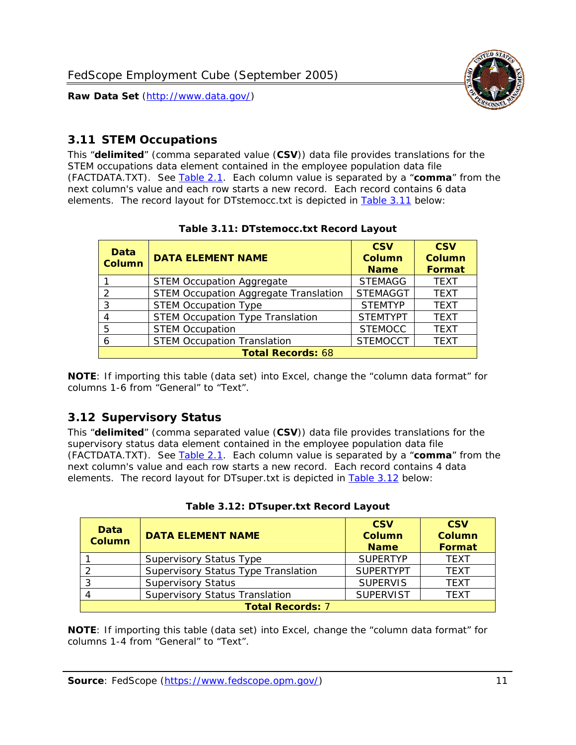## 3.11 STEM Occupations

This "**delimited**" (comma separated value (**CSV**)) data file provides translations for the STEM occupations data element contained in the employee population data file (FACTDATA.TXT). See Table 2.1. Each column value is separated by a "**comma**" from the next column's value and each row starts a new record. Each record contains 6 data elements. The record layout for DTstemocc.txt is depicted in Table 3.11 below:

**Table 3.11: DTstemocc.txt Record Layout**

| Data Column | DATA ELEMENT NAME | CSV Column Name | CSV Column Format |
|---|---|---|---|
| 1 | STEM Occupation Aggregate | STEMAGG | TEXT |
| 2 | STEM Occupation Aggregate Translation | STEMAGGT | TEXT |
| 3 | STEM Occupation Type | STEMTYP | TEXT |
| 4 | STEM Occupation Type Translation | STEMTYPT | TEXT |
| 5 | STEM Occupation | STEMOCC | TEXT |
| 6 | STEM Occupation Translation | STEMOCCT | TEXT |
| **Total Records: 68** | | | |

**NOTE**: If importing this table (data set) into Excel, change the "column data format" for columns 1-6 from "General" to "Text".

## 3.12 Supervisory Status

This "**delimited**" (comma separated value (**CSV**)) data file provides translations for the supervisory status data element contained in the employee population data file (FACTDATA.TXT). See Table 2.1. Each column value is separated by a "**comma**" from the next column's value and each row starts a new record. Each record contains 4 data elements. The record layout for DTsuper.txt is depicted in Table 3.12 below:

**Table 3.12: DTsuper.txt Record Layout**

| Data Column | DATA ELEMENT NAME | CSV Column Name | CSV Column Format |
|---|---|---|---|
| 1 | Supervisory Status Type | SUPERTYP | TEXT |
| 2 | Supervisory Status Type Translation | SUPERTYPT | TEXT |
| 3 | Supervisory Status | SUPERVIS | TEXT |
| 4 | Supervisory Status Translation | SUPERVIST | TEXT |
| **Total Records: 7** | | | |

**NOTE**: If importing this table (data set) into Excel, change the "column data format" for columns 1-4 from "General" to "Text".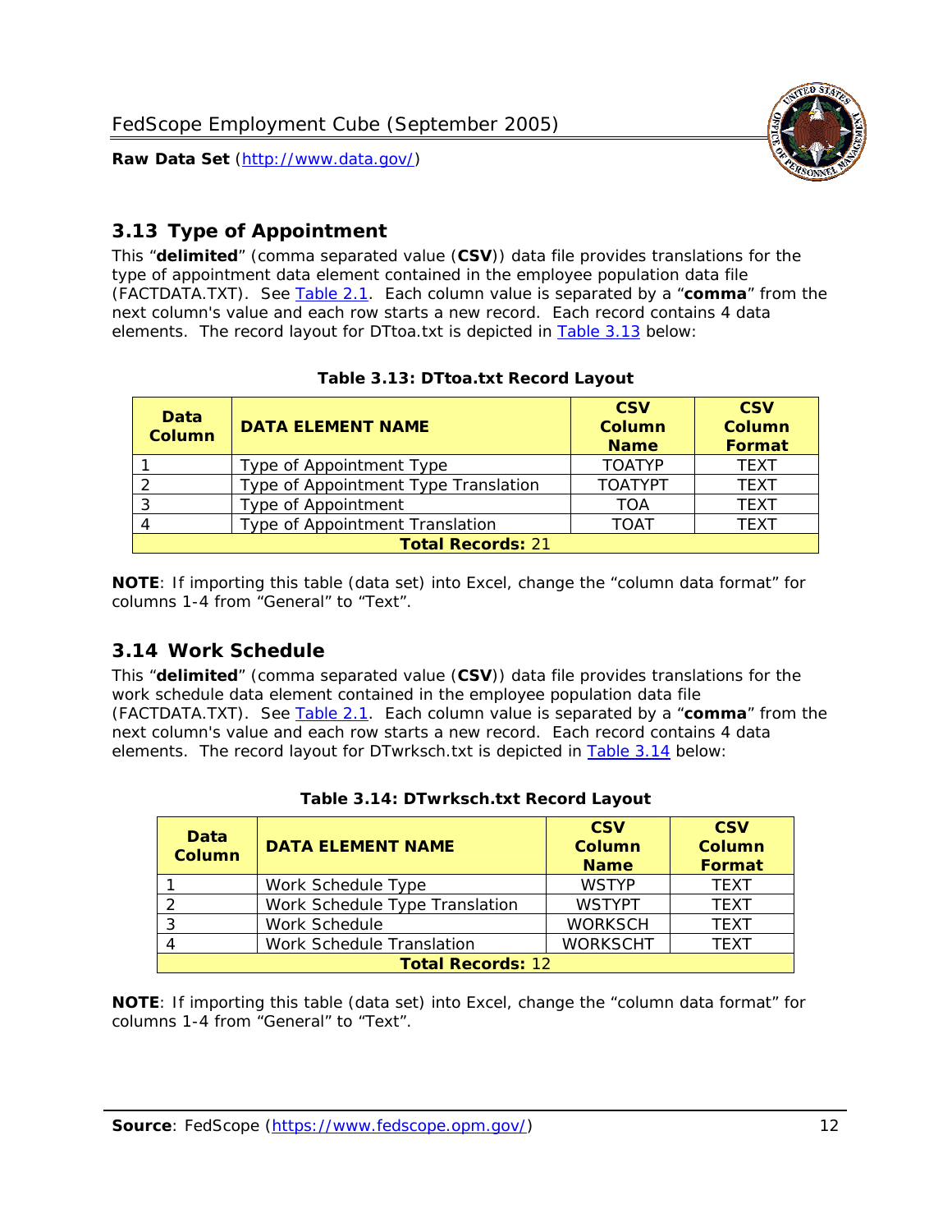## 3.13 Type of Appointment

This "**delimited**" (comma separated value (**CSV**)) data file provides translations for the type of appointment data element contained in the employee population data file (FACTDATA.TXT). See Table 2.1. Each column value is separated by a "**comma**" from the next column's value and each row starts a new record. Each record contains 4 data elements. The record layout for DTtoa.txt is depicted in Table 3.13 below:

**Table 3.13: DTtoa.txt Record Layout**

| Data Column | DATA ELEMENT NAME | CSV Column Name | CSV Column Format |
|---|---|---|---|
| 1 | Type of Appointment Type | TOATYP | TEXT |
| 2 | Type of Appointment Type Translation | TOATYPT | TEXT |
| 3 | Type of Appointment | TOA | TEXT |
| 4 | Type of Appointment Translation | TOAT | TEXT |
| **Total Records:** 21 | | | |

**NOTE**: If importing this table (data set) into Excel, change the "column data format" for columns 1-4 from "General" to "Text".

## 3.14 Work Schedule

This "**delimited**" (comma separated value (**CSV**)) data file provides translations for the work schedule data element contained in the employee population data file (FACTDATA.TXT). See Table 2.1. Each column value is separated by a "**comma**" from the next column's value and each row starts a new record. Each record contains 4 data elements. The record layout for DTwrksch.txt is depicted in Table 3.14 below:

**Table 3.14: DTwrksch.txt Record Layout**

| Data Column | DATA ELEMENT NAME | CSV Column Name | CSV Column Format |
|---|---|---|---|
| 1 | Work Schedule Type | WSTYP | TEXT |
| 2 | Work Schedule Type Translation | WSTYPT | TEXT |
| 3 | Work Schedule | WORKSCH | TEXT |
| 4 | Work Schedule Translation | WORKSCHT | TEXT |
| **Total Records:** 12 | | | |

**NOTE**: If importing this table (data set) into Excel, change the "column data format" for columns 1-4 from "General" to "Text".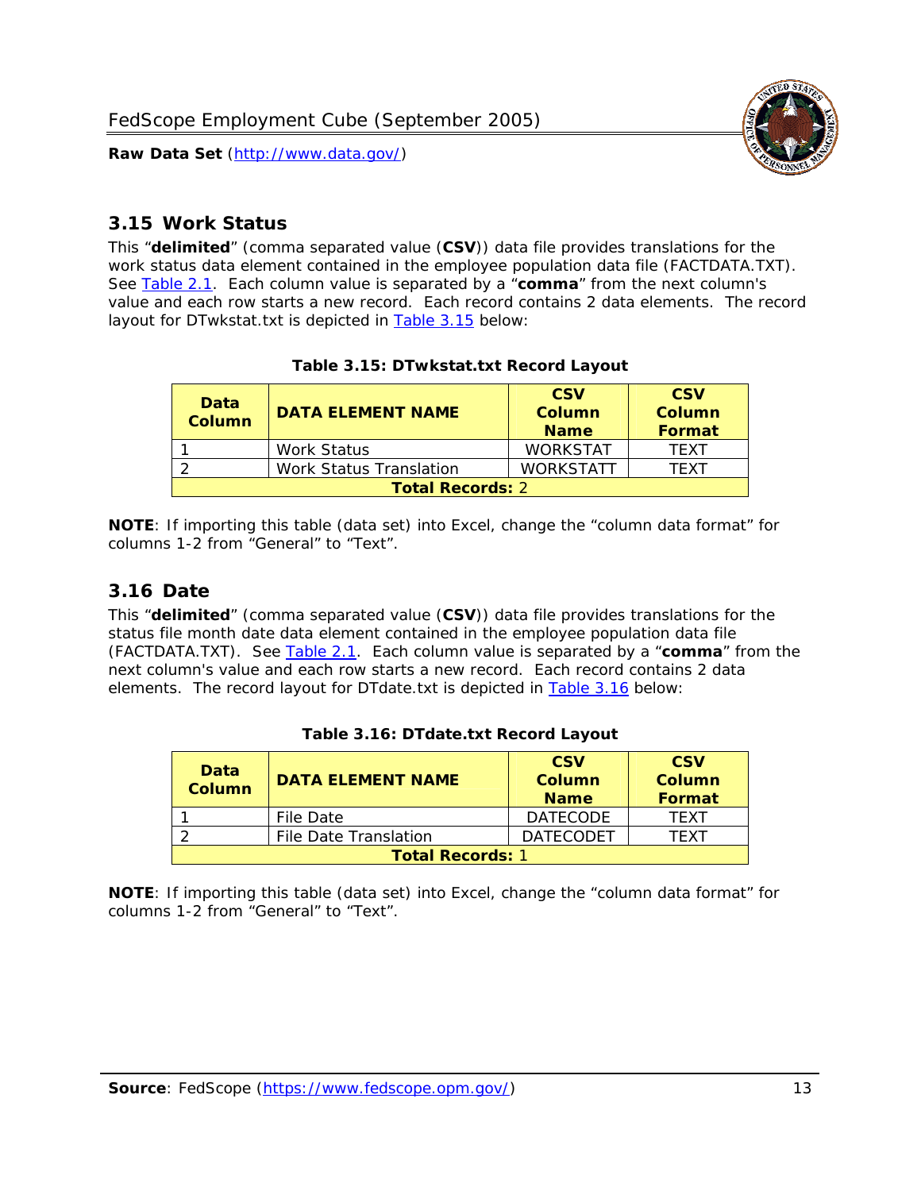## 3.15 Work Status

This "**delimited**" (comma separated value (**CSV**)) data file provides translations for the work status data element contained in the employee population data file (FACTDATA.TXT). See Table 2.1. Each column value is separated by a "**comma**" from the next column's value and each row starts a new record. Each record contains 2 data elements. The record layout for DTwkstat.txt is depicted in Table 3.15 below:

**Table 3.15: DTwkstat.txt Record Layout**

| Data Column | DATA ELEMENT NAME | CSV Column Name | CSV Column Format |
|---|---|---|---|
| 1 | Work Status | WORKSTAT | TEXT |
| 2 | Work Status Translation | WORKSTATT | TEXT |
| **Total Records:** 2 | | | |

**NOTE**: If importing this table (data set) into Excel, change the "column data format" for columns 1-2 from "General" to "Text".

## 3.16 Date

This "**delimited**" (comma separated value (**CSV**)) data file provides translations for the status file month date data element contained in the employee population data file (FACTDATA.TXT). See Table 2.1. Each column value is separated by a "**comma**" from the next column's value and each row starts a new record. Each record contains 2 data elements. The record layout for DTdate.txt is depicted in Table 3.16 below:

**Table 3.16: DTdate.txt Record Layout**

| Data Column | DATA ELEMENT NAME | CSV Column Name | CSV Column Format |
|---|---|---|---|
| 1 | File Date | DATECODE | TEXT |
| 2 | File Date Translation | DATECODET | TEXT |
| **Total Records:** 1 | | | |

**NOTE**: If importing this table (data set) into Excel, change the "column data format" for columns 1-2 from "General" to "Text".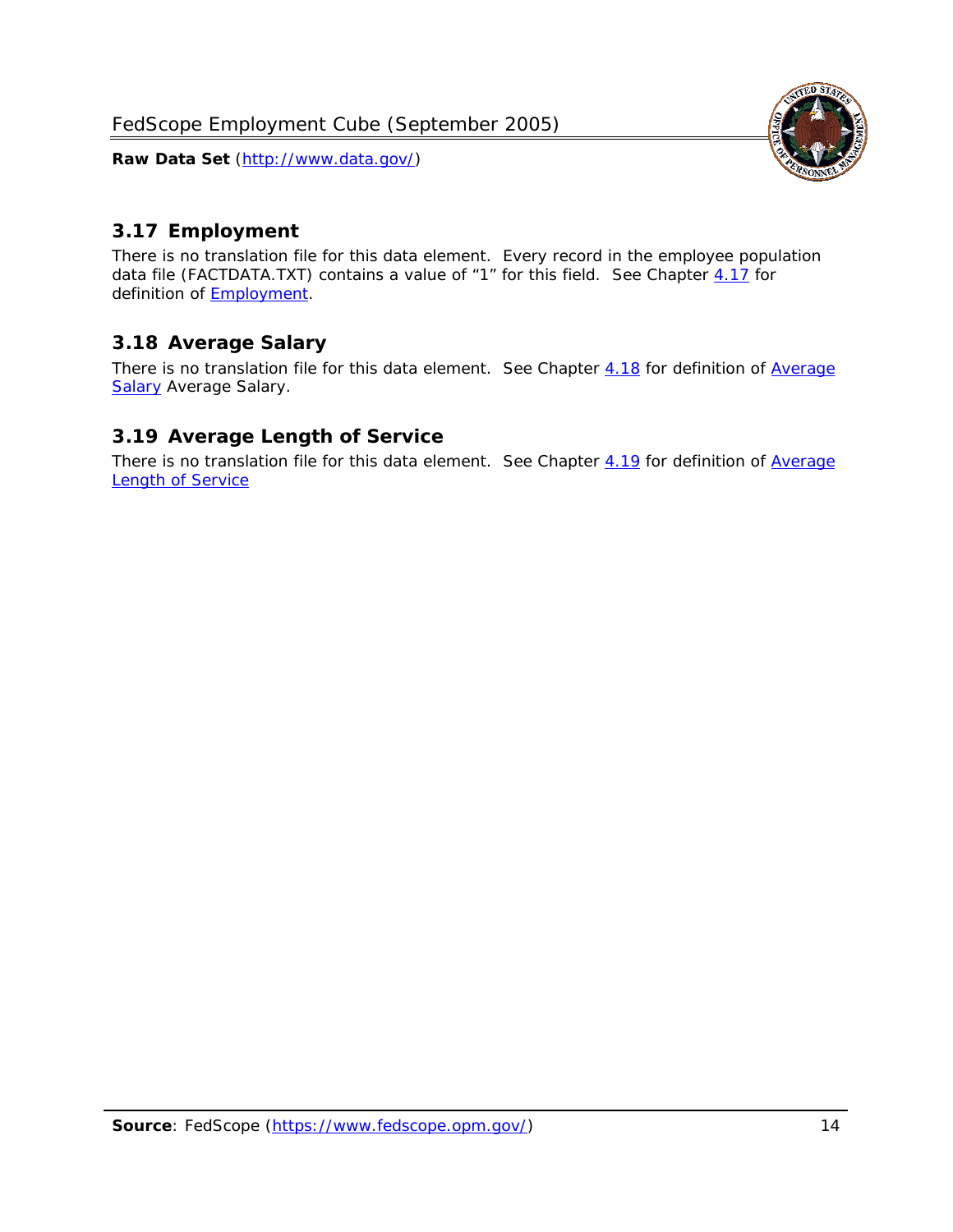## 3.17 Employment

There is no translation file for this data element. Every record in the employee population data file (FACTDATA.TXT) contains a value of "1" for this field. See Chapter 4.17 for definition of Employment.

## 3.18 Average Salary

There is no translation file for this data element. See Chapter 4.18 for definition of Average Salary Average Salary.

## 3.19 Average Length of Service

There is no translation file for this data element. See Chapter 4.19 for definition of Average Length of Service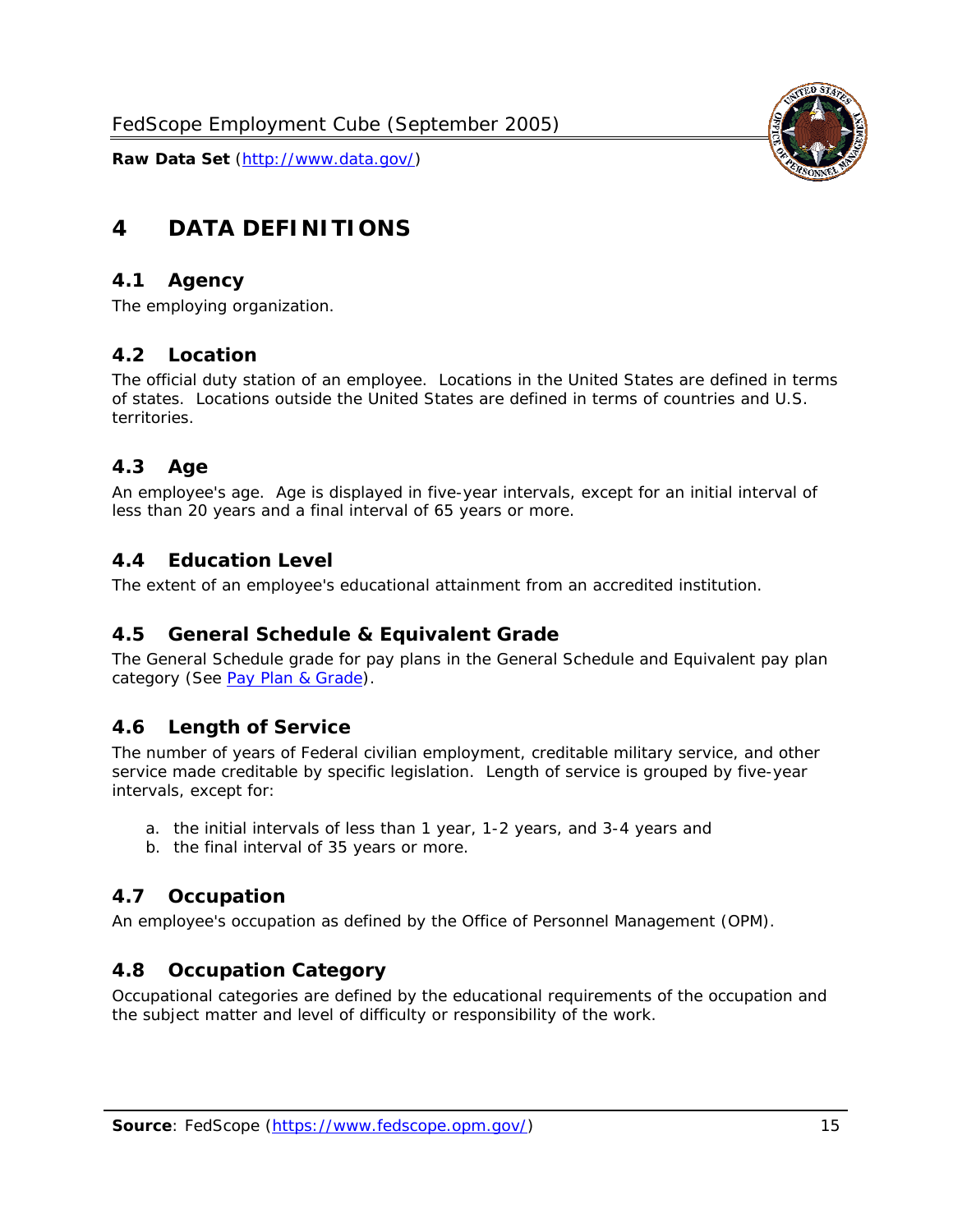# 4 DATA DEFINITIONS

## 4.1 Agency

The employing organization.

## 4.2 Location

The official duty station of an employee. Locations in the United States are defined in terms of states. Locations outside the United States are defined in terms of countries and U.S. territories.

## 4.3 Age

An employee's age. Age is displayed in five-year intervals, except for an initial interval of less than 20 years and a final interval of 65 years or more.

## 4.4 Education Level

The extent of an employee's educational attainment from an accredited institution.

## 4.5 General Schedule & Equivalent Grade

The General Schedule grade for pay plans in the General Schedule and Equivalent pay plan category (See Pay Plan & Grade).

## 4.6 Length of Service

The number of years of Federal civilian employment, creditable military service, and other service made creditable by specific legislation. Length of service is grouped by five-year intervals, except for:

a. the initial intervals of less than 1 year, 1-2 years, and 3-4 years and
b. the final interval of 35 years or more.

## 4.7 Occupation

An employee's occupation as defined by the Office of Personnel Management (OPM).

## 4.8 Occupation Category

Occupational categories are defined by the educational requirements of the occupation and the subject matter and level of difficulty or responsibility of the work.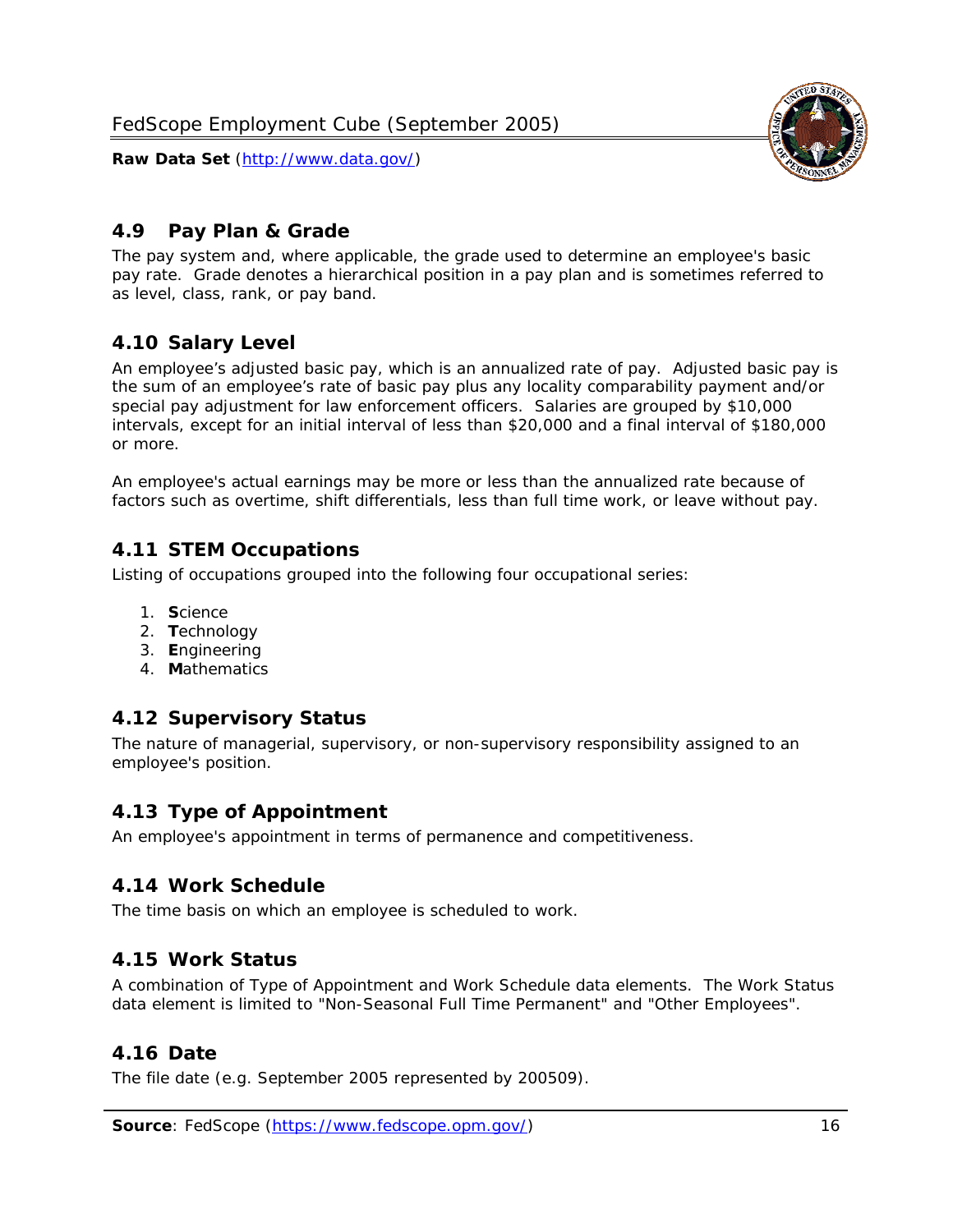## 4.9 Pay Plan & Grade

The pay system and, where applicable, the grade used to determine an employee's basic pay rate. Grade denotes a hierarchical position in a pay plan and is sometimes referred to as level, class, rank, or pay band.

## 4.10 Salary Level

An employee's adjusted basic pay, which is an annualized rate of pay. Adjusted basic pay is the sum of an employee's rate of basic pay plus any locality comparability payment and/or special pay adjustment for law enforcement officers. Salaries are grouped by $10,000 intervals, except for an initial interval of less than $20,000 and a final interval of $180,000 or more.

An employee's actual earnings may be more or less than the annualized rate because of factors such as overtime, shift differentials, less than full time work, or leave without pay.

## 4.11 STEM Occupations

Listing of occupations grouped into the following four occupational series:

1. **S**cience
2. **T**echnology
3. **E**ngineering
4. **M**athematics

## 4.12 Supervisory Status

The nature of managerial, supervisory, or non-supervisory responsibility assigned to an employee's position.

## 4.13 Type of Appointment

An employee's appointment in terms of permanence and competitiveness.

## 4.14 Work Schedule

The time basis on which an employee is scheduled to work.

## 4.15 Work Status

A combination of Type of Appointment and Work Schedule data elements. The Work Status data element is limited to "Non-Seasonal Full Time Permanent" and "Other Employees".

## 4.16 Date

The file date (e.g. September 2005 represented by 200509).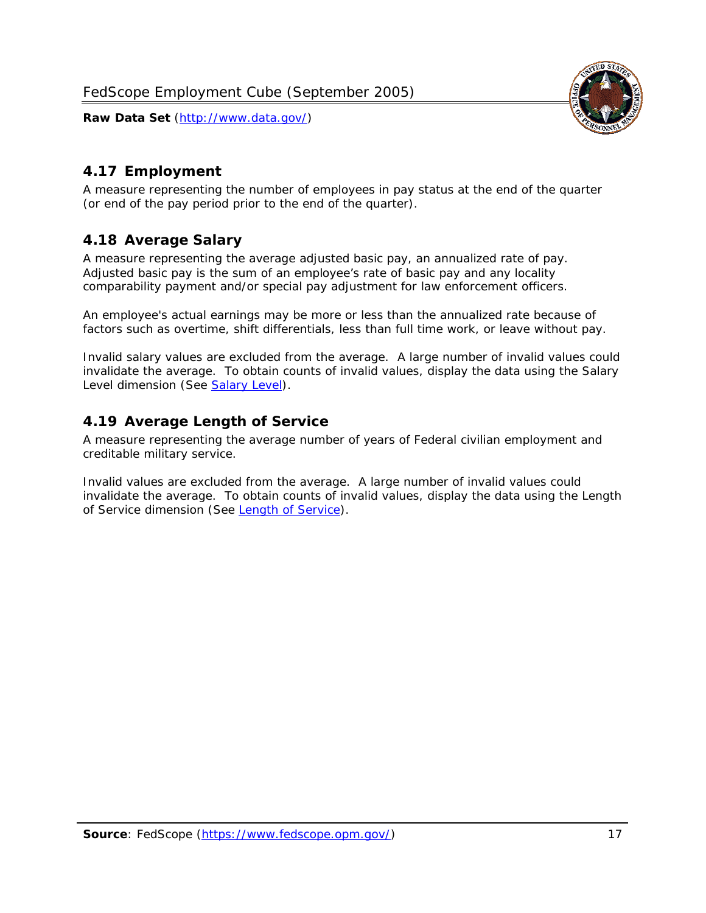## 4.17 Employment

A measure representing the number of employees in pay status at the end of the quarter (or end of the pay period prior to the end of the quarter).

## 4.18 Average Salary

A measure representing the average adjusted basic pay, an annualized rate of pay. Adjusted basic pay is the sum of an employee's rate of basic pay and any locality comparability payment and/or special pay adjustment for law enforcement officers.

An employee's actual earnings may be more or less than the annualized rate because of factors such as overtime, shift differentials, less than full time work, or leave without pay.

Invalid salary values are excluded from the average. A large number of invalid values could invalidate the average. To obtain counts of invalid values, display the data using the Salary Level dimension (See [Salary Level]).

## 4.19 Average Length of Service

A measure representing the average number of years of Federal civilian employment and creditable military service.

Invalid values are excluded from the average. A large number of invalid values could invalidate the average. To obtain counts of invalid values, display the data using the Length of Service dimension (See [Length of Service]).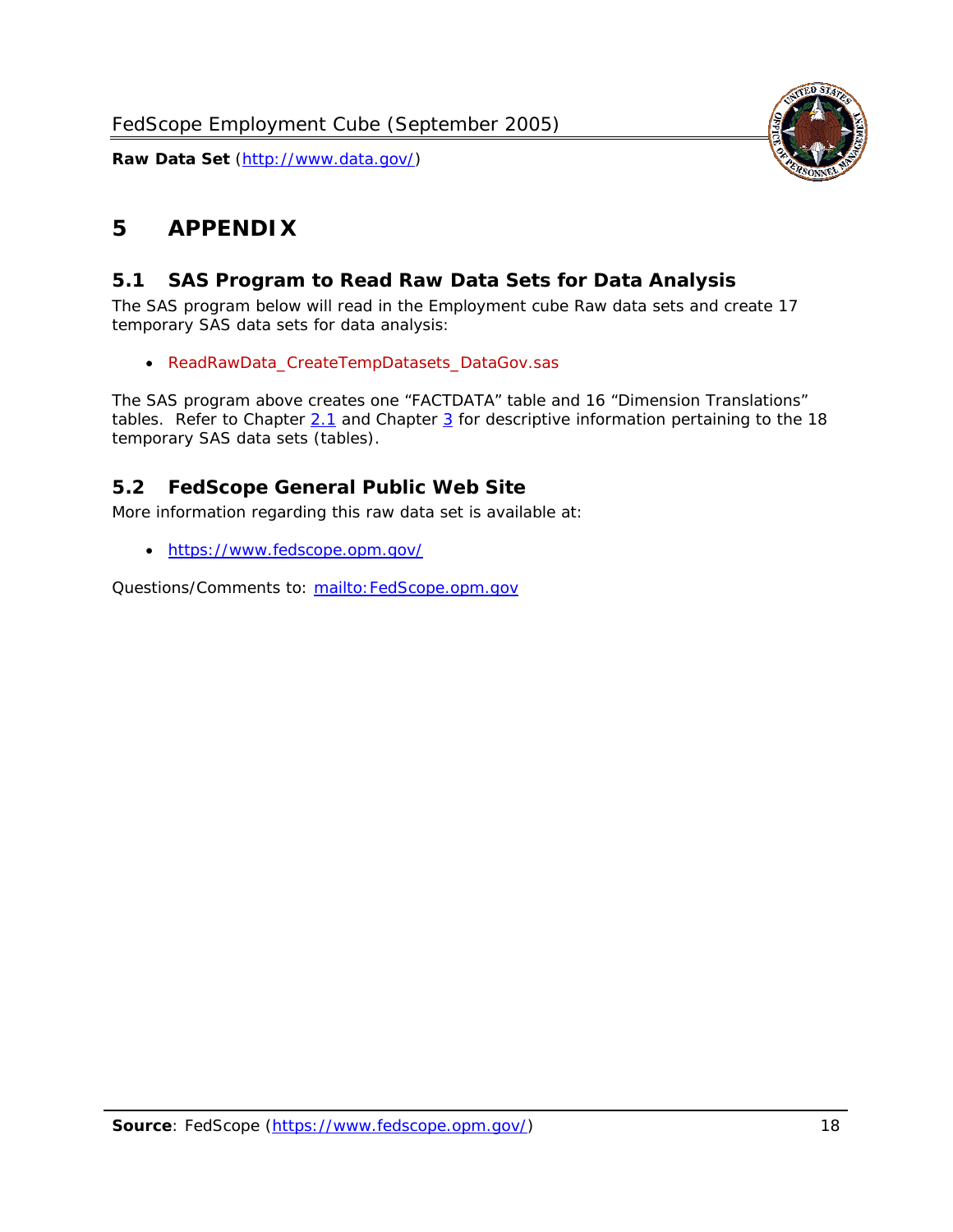# 5 APPENDIX

## 5.1 SAS Program to Read Raw Data Sets for Data Analysis

The SAS program below will read in the Employment cube Raw data sets and create 17 temporary SAS data sets for data analysis:

- ReadRawData_CreateTempDatasets_DataGov.sas

The SAS program above creates one "FACTDATA" table and 16 "Dimension Translations" tables. Refer to Chapter 2.1 and Chapter 3 for descriptive information pertaining to the 18 temporary SAS data sets (tables).

## 5.2 FedScope General Public Web Site

More information regarding this raw data set is available at:

- https://www.fedscope.opm.gov/

Questions/Comments to: mailto:FedScope.opm.gov